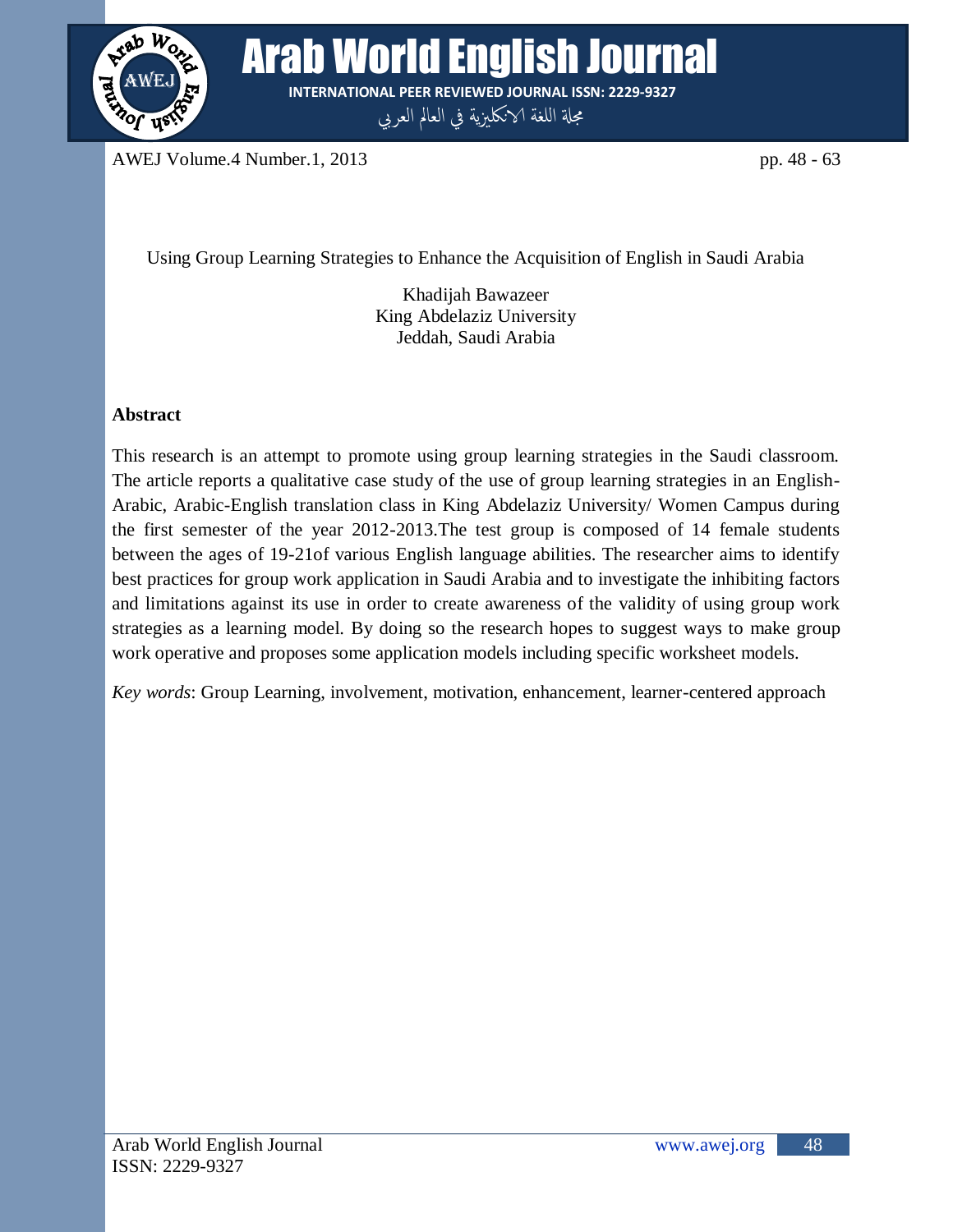# Using Group Learning Strategies to Enhance the Acquisition of English in Saudi Arabia

Khadijah Bawazeer
King Abdelaziz University
Jeddah, Saudi Arabia

## Abstract

This research is an attempt to promote using group learning strategies in the Saudi classroom. The article reports a qualitative case study of the use of group learning strategies in an English-Arabic, Arabic-English translation class in King Abdelaziz University/ Women Campus during the first semester of the year 2012-2013.The test group is composed of 14 female students between the ages of 19-21of various English language abilities. The researcher aims to identify best practices for group work application in Saudi Arabia and to investigate the inhibiting factors and limitations against its use in order to create awareness of the validity of using group work strategies as a learning model. By doing so the research hopes to suggest ways to make group work operative and proposes some application models including specific worksheet models.

*Key words*: Group Learning, involvement, motivation, enhancement, learner-centered approach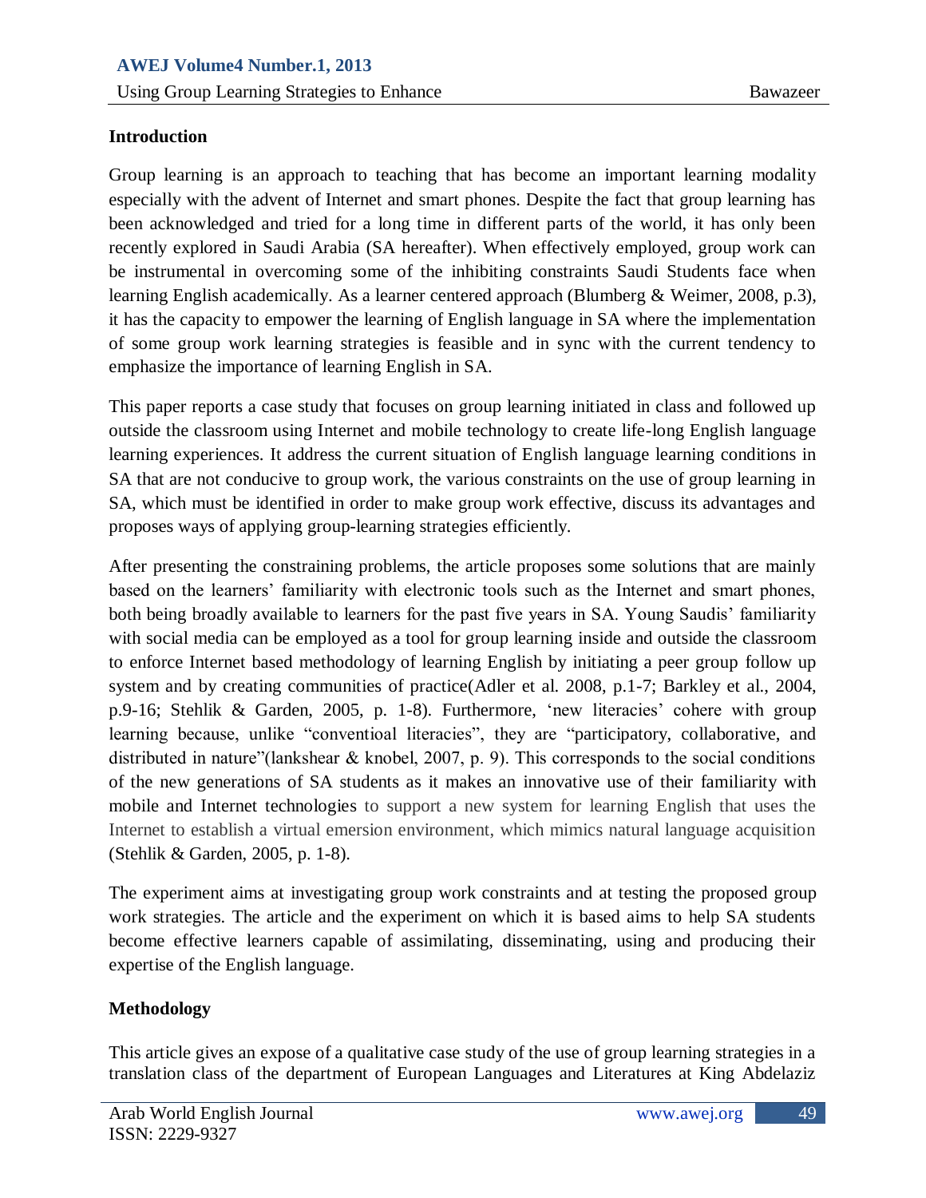## Introduction

Group learning is an approach to teaching that has become an important learning modality especially with the advent of Internet and smart phones. Despite the fact that group learning has been acknowledged and tried for a long time in different parts of the world, it has only been recently explored in Saudi Arabia (SA hereafter). When effectively employed, group work can be instrumental in overcoming some of the inhibiting constraints Saudi Students face when learning English academically. As a learner centered approach (Blumberg & Weimer, 2008, p.3), it has the capacity to empower the learning of English language in SA where the implementation of some group work learning strategies is feasible and in sync with the current tendency to emphasize the importance of learning English in SA.

This paper reports a case study that focuses on group learning initiated in class and followed up outside the classroom using Internet and mobile technology to create life-long English language learning experiences. It address the current situation of English language learning conditions in SA that are not conducive to group work, the various constraints on the use of group learning in SA, which must be identified in order to make group work effective, discuss its advantages and proposes ways of applying group-learning strategies efficiently.

After presenting the constraining problems, the article proposes some solutions that are mainly based on the learners' familiarity with electronic tools such as the Internet and smart phones, both being broadly available to learners for the past five years in SA. Young Saudis' familiarity with social media can be employed as a tool for group learning inside and outside the classroom to enforce Internet based methodology of learning English by initiating a peer group follow up system and by creating communities of practice(Adler et al. 2008, p.1-7; Barkley et al., 2004, p.9-16; Stehlik & Garden, 2005, p. 1-8). Furthermore, 'new literacies' cohere with group learning because, unlike "conventioal literacies", they are "participatory, collaborative, and distributed in nature"(lankshear & knobel, 2007, p. 9). This corresponds to the social conditions of the new generations of SA students as it makes an innovative use of their familiarity with mobile and Internet technologies to support a new system for learning English that uses the Internet to establish a virtual emersion environment, which mimics natural language acquisition (Stehlik & Garden, 2005, p. 1-8).

The experiment aims at investigating group work constraints and at testing the proposed group work strategies. The article and the experiment on which it is based aims to help SA students become effective learners capable of assimilating, disseminating, using and producing their expertise of the English language.

## Methodology

This article gives an expose of a qualitative case study of the use of group learning strategies in a translation class of the department of European Languages and Literatures at King Abdelaziz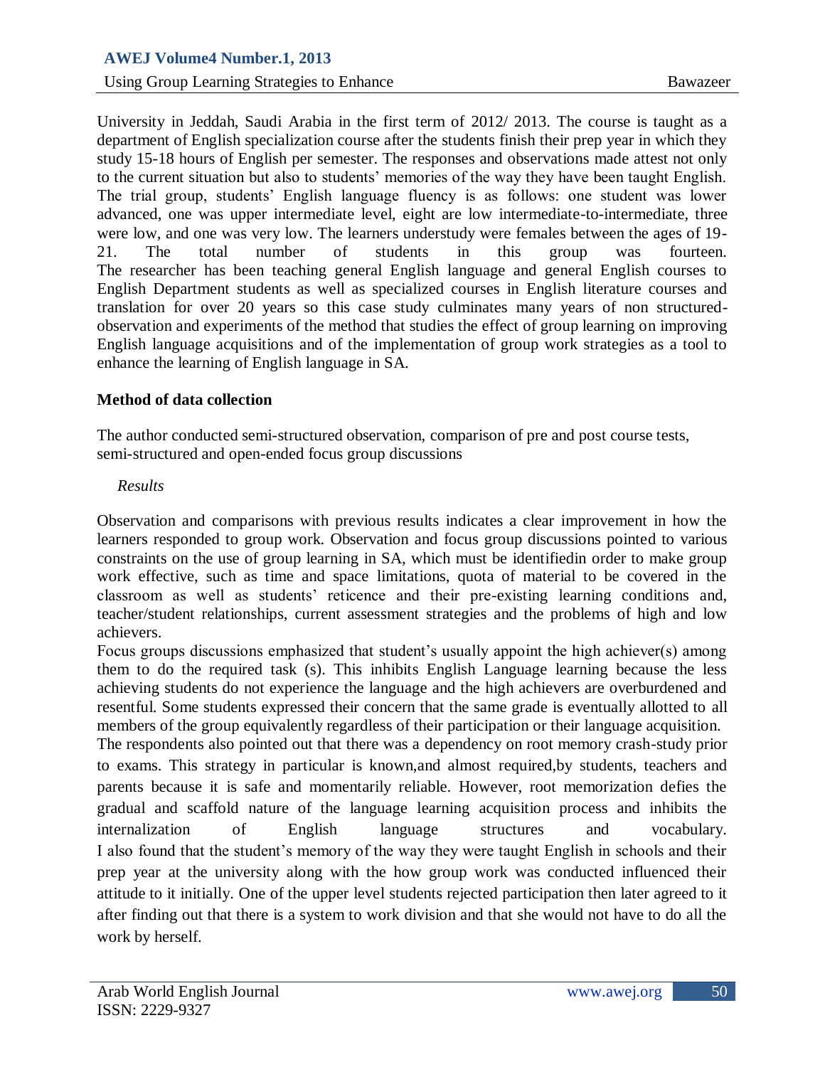University in Jeddah, Saudi Arabia in the first term of 2012/ 2013. The course is taught as a department of English specialization course after the students finish their prep year in which they study 15-18 hours of English per semester. The responses and observations made attest not only to the current situation but also to students' memories of the way they have been taught English. The trial group, students' English language fluency is as follows: one student was lower advanced, one was upper intermediate level, eight are low intermediate-to-intermediate, three were low, and one was very low. The learners understudy were females between the ages of 19-21. The total number of students in this group was fourteen. The researcher has been teaching general English language and general English courses to English Department students as well as specialized courses in English literature courses and translation for over 20 years so this case study culminates many years of non structured-observation and experiments of the method that studies the effect of group learning on improving English language acquisitions and of the implementation of group work strategies as a tool to enhance the learning of English language in SA.

**Method of data collection**

The author conducted semi-structured observation, comparison of pre and post course tests, semi-structured and open-ended focus group discussions

*Results*

Observation and comparisons with previous results indicates a clear improvement in how the learners responded to group work. Observation and focus group discussions pointed to various constraints on the use of group learning in SA, which must be identifiedin order to make group work effective, such as time and space limitations, quota of material to be covered in the classroom as well as students' reticence and their pre-existing learning conditions and, teacher/student relationships, current assessment strategies and the problems of high and low achievers.

Focus groups discussions emphasized that student's usually appoint the high achiever(s) among them to do the required task (s). This inhibits English Language learning because the less achieving students do not experience the language and the high achievers are overburdened and resentful. Some students expressed their concern that the same grade is eventually allotted to all members of the group equivalently regardless of their participation or their language acquisition.

The respondents also pointed out that there was a dependency on root memory crash-study prior to exams. This strategy in particular is known,and almost required,by students, teachers and parents because it is safe and momentarily reliable. However, root memorization defies the gradual and scaffold nature of the language learning acquisition process and inhibits the internalization of English language structures and vocabulary.

I also found that the student's memory of the way they were taught English in schools and their prep year at the university along with the how group work was conducted influenced their attitude to it initially. One of the upper level students rejected participation then later agreed to it after finding out that there is a system to work division and that she would not have to do all the work by herself.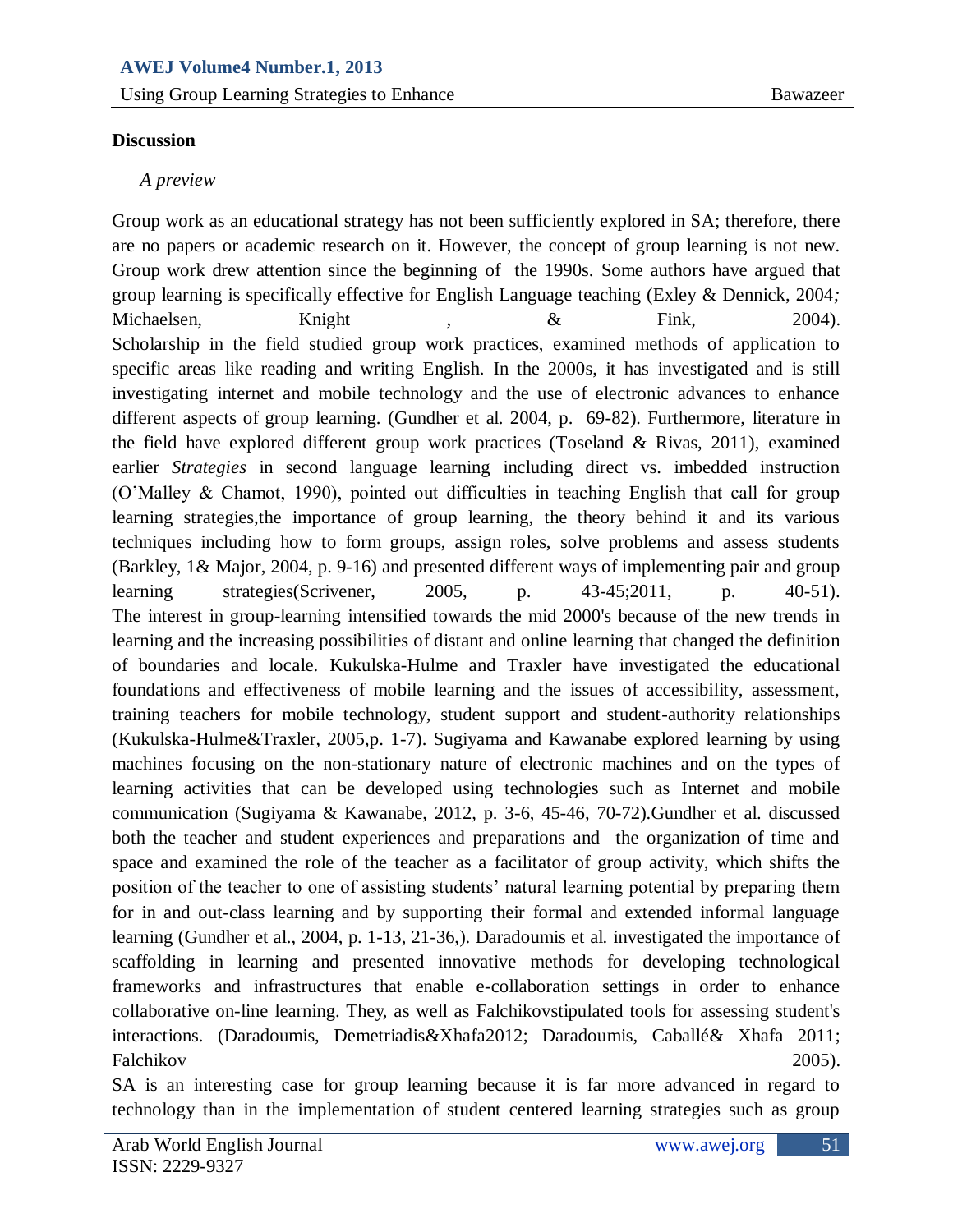**Discussion**

*A preview*

Group work as an educational strategy has not been sufficiently explored in SA; therefore, there are no papers or academic research on it. However, the concept of group learning is not new. Group work drew attention since the beginning of the 1990s. Some authors have argued that group learning is specifically effective for English Language teaching (Exley & Dennick, 2004*;* Michaelsen, Knight , & Fink, 2004). Scholarship in the field studied group work practices, examined methods of application to specific areas like reading and writing English. In the 2000s, it has investigated and is still investigating internet and mobile technology and the use of electronic advances to enhance different aspects of group learning. (Gundher et al. 2004, p. 69-82). Furthermore, literature in the field have explored different group work practices (Toseland & Rivas, 2011), examined earlier *Strategies* in second language learning including direct vs. imbedded instruction (O'Malley & Chamot, 1990), pointed out difficulties in teaching English that call for group learning strategies,the importance of group learning, the theory behind it and its various techniques including how to form groups, assign roles, solve problems and assess students (Barkley, 1& Major, 2004, p. 9-16) and presented different ways of implementing pair and group learning strategies(Scrivener, 2005, p. 43-45;2011, p. 40-51). The interest in group-learning intensified towards the mid 2000's because of the new trends in learning and the increasing possibilities of distant and online learning that changed the definition of boundaries and locale. Kukulska-Hulme and Traxler have investigated the educational foundations and effectiveness of mobile learning and the issues of accessibility, assessment, training teachers for mobile technology, student support and student-authority relationships (Kukulska-Hulme&Traxler, 2005,p. 1-7). Sugiyama and Kawanabe explored learning by using machines focusing on the non-stationary nature of electronic machines and on the types of learning activities that can be developed using technologies such as Internet and mobile communication (Sugiyama & Kawanabe, 2012, p. 3-6, 45-46, 70-72).Gundher et al. discussed both the teacher and student experiences and preparations and the organization of time and space and examined the role of the teacher as a facilitator of group activity, which shifts the position of the teacher to one of assisting students' natural learning potential by preparing them for in and out-class learning and by supporting their formal and extended informal language learning (Gundher et al., 2004, p. 1-13, 21-36,). Daradoumis et al. investigated the importance of scaffolding in learning and presented innovative methods for developing technological frameworks and infrastructures that enable e-collaboration settings in order to enhance collaborative on-line learning. They, as well as Falchikovstipulated tools for assessing student's interactions. (Daradoumis, Demetriadis&Xhafa2012; Daradoumis, Caballé& Xhafa 2011; Falchikov 2005).

SA is an interesting case for group learning because it is far more advanced in regard to technology than in the implementation of student centered learning strategies such as group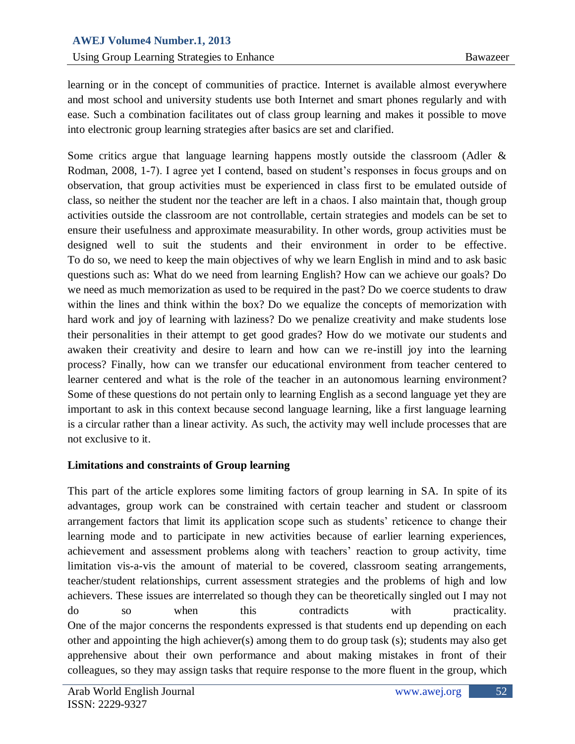learning or in the concept of communities of practice. Internet is available almost everywhere and most school and university students use both Internet and smart phones regularly and with ease. Such a combination facilitates out of class group learning and makes it possible to move into electronic group learning strategies after basics are set and clarified.

Some critics argue that language learning happens mostly outside the classroom (Adler & Rodman, 2008, 1-7). I agree yet I contend, based on student's responses in focus groups and on observation, that group activities must be experienced in class first to be emulated outside of class, so neither the student nor the teacher are left in a chaos. I also maintain that, though group activities outside the classroom are not controllable, certain strategies and models can be set to ensure their usefulness and approximate measurability. In other words, group activities must be designed well to suit the students and their environment in order to be effective. To do so, we need to keep the main objectives of why we learn English in mind and to ask basic questions such as: What do we need from learning English? How can we achieve our goals? Do we need as much memorization as used to be required in the past? Do we coerce students to draw within the lines and think within the box? Do we equalize the concepts of memorization with hard work and joy of learning with laziness? Do we penalize creativity and make students lose their personalities in their attempt to get good grades? How do we motivate our students and awaken their creativity and desire to learn and how can we re-instill joy into the learning process? Finally, how can we transfer our educational environment from teacher centered to learner centered and what is the role of the teacher in an autonomous learning environment? Some of these questions do not pertain only to learning English as a second language yet they are important to ask in this context because second language learning, like a first language learning is a circular rather than a linear activity. As such, the activity may well include processes that are not exclusive to it.

**Limitations and constraints of Group learning**

This part of the article explores some limiting factors of group learning in SA. In spite of its advantages, group work can be constrained with certain teacher and student or classroom arrangement factors that limit its application scope such as students' reticence to change their learning mode and to participate in new activities because of earlier learning experiences, achievement and assessment problems along with teachers' reaction to group activity, time limitation vis-a-vis the amount of material to be covered, classroom seating arrangements, teacher/student relationships, current assessment strategies and the problems of high and low achievers. These issues are interrelated so though they can be theoretically singled out I may not do so when this contradicts with practicality.
One of the major concerns the respondents expressed is that students end up depending on each other and appointing the high achiever(s) among them to do group task (s); students may also get apprehensive about their own performance and about making mistakes in front of their colleagues, so they may assign tasks that require response to the more fluent in the group, which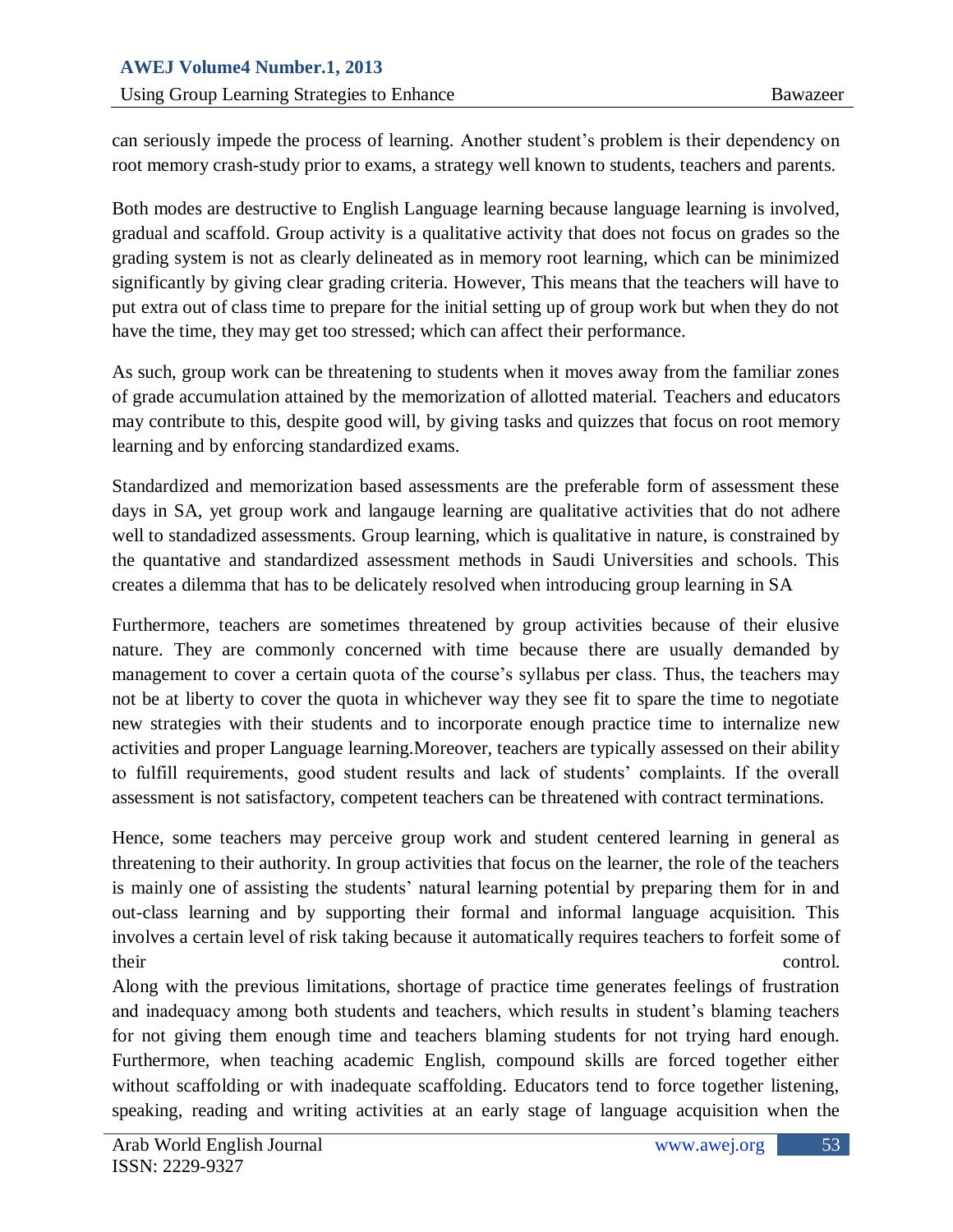can seriously impede the process of learning. Another student's problem is their dependency on root memory crash-study prior to exams, a strategy well known to students, teachers and parents.

Both modes are destructive to English Language learning because language learning is involved, gradual and scaffold. Group activity is a qualitative activity that does not focus on grades so the grading system is not as clearly delineated as in memory root learning, which can be minimized significantly by giving clear grading criteria. However, This means that the teachers will have to put extra out of class time to prepare for the initial setting up of group work but when they do not have the time, they may get too stressed; which can affect their performance.

As such, group work can be threatening to students when it moves away from the familiar zones of grade accumulation attained by the memorization of allotted material. Teachers and educators may contribute to this, despite good will, by giving tasks and quizzes that focus on root memory learning and by enforcing standardized exams.

Standardized and memorization based assessments are the preferable form of assessment these days in SA, yet group work and langauge learning are qualitative activities that do not adhere well to standadized assessments. Group learning, which is qualitative in nature, is constrained by the quantative and standardized assessment methods in Saudi Universities and schools. This creates a dilemma that has to be delicately resolved when introducing group learning in SA

Furthermore, teachers are sometimes threatened by group activities because of their elusive nature. They are commonly concerned with time because there are usually demanded by management to cover a certain quota of the course's syllabus per class. Thus, the teachers may not be at liberty to cover the quota in whichever way they see fit to spare the time to negotiate new strategies with their students and to incorporate enough practice time to internalize new activities and proper Language learning.Moreover, teachers are typically assessed on their ability to fulfill requirements, good student results and lack of students' complaints. If the overall assessment is not satisfactory, competent teachers can be threatened with contract terminations.

Hence, some teachers may perceive group work and student centered learning in general as threatening to their authority. In group activities that focus on the learner, the role of the teachers is mainly one of assisting the students' natural learning potential by preparing them for in and out-class learning and by supporting their formal and informal language acquisition. This involves a certain level of risk taking because it automatically requires teachers to forfeit some of their control.

Along with the previous limitations, shortage of practice time generates feelings of frustration and inadequacy among both students and teachers, which results in student's blaming teachers for not giving them enough time and teachers blaming students for not trying hard enough. Furthermore, when teaching academic English, compound skills are forced together either without scaffolding or with inadequate scaffolding. Educators tend to force together listening, speaking, reading and writing activities at an early stage of language acquisition when the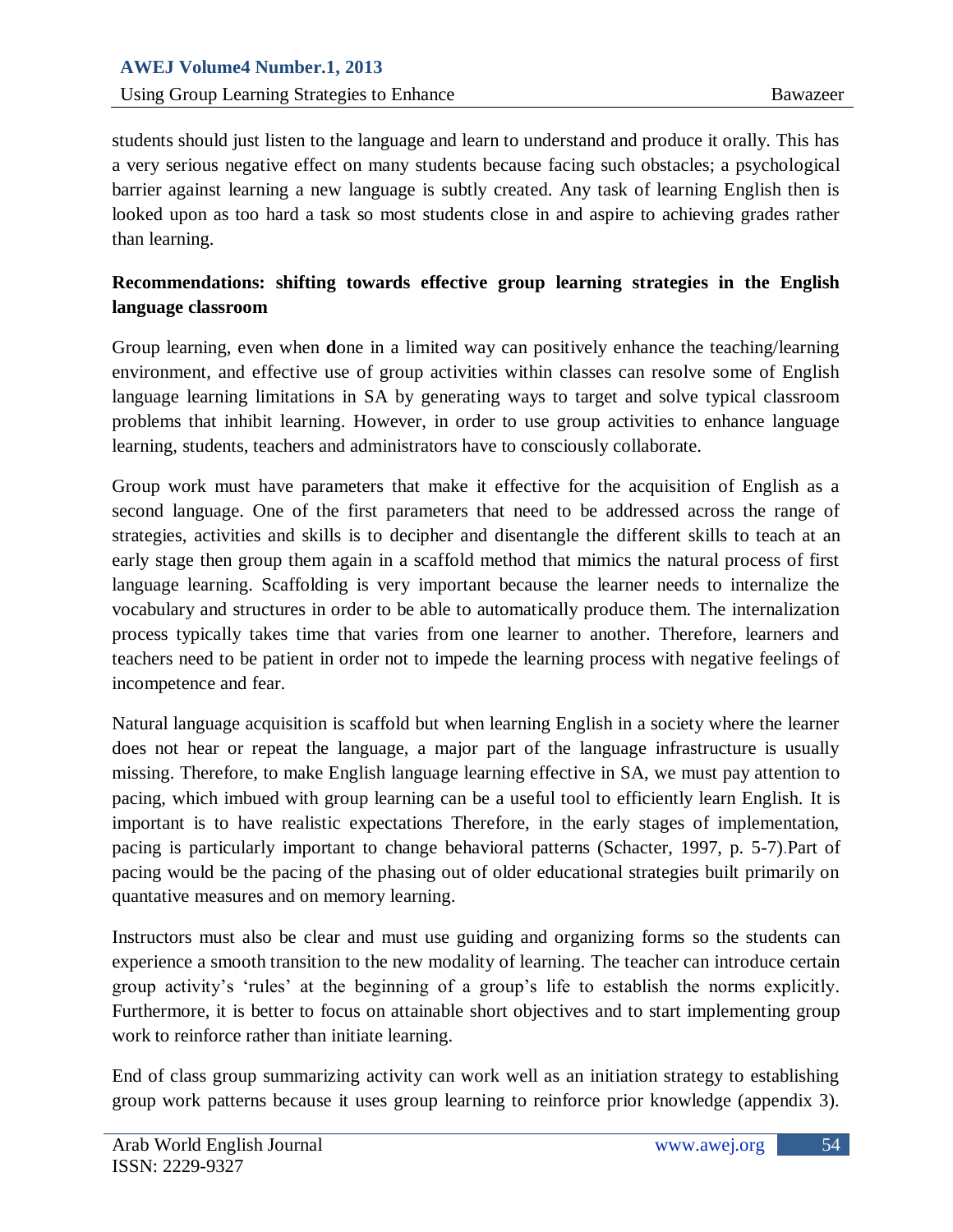students should just listen to the language and learn to understand and produce it orally. This has a very serious negative effect on many students because facing such obstacles; a psychological barrier against learning a new language is subtly created. Any task of learning English then is looked upon as too hard a task so most students close in and aspire to achieving grades rather than learning.

**Recommendations: shifting towards effective group learning strategies in the English language classroom**

Group learning, even when done in a limited way can positively enhance the teaching/learning environment, and effective use of group activities within classes can resolve some of English language learning limitations in SA by generating ways to target and solve typical classroom problems that inhibit learning. However, in order to use group activities to enhance language learning, students, teachers and administrators have to consciously collaborate.

Group work must have parameters that make it effective for the acquisition of English as a second language. One of the first parameters that need to be addressed across the range of strategies, activities and skills is to decipher and disentangle the different skills to teach at an early stage then group them again in a scaffold method that mimics the natural process of first language learning. Scaffolding is very important because the learner needs to internalize the vocabulary and structures in order to be able to automatically produce them. The internalization process typically takes time that varies from one learner to another. Therefore, learners and teachers need to be patient in order not to impede the learning process with negative feelings of incompetence and fear.

Natural language acquisition is scaffold but when learning English in a society where the learner does not hear or repeat the language, a major part of the language infrastructure is usually missing. Therefore, to make English language learning effective in SA, we must pay attention to pacing, which imbued with group learning can be a useful tool to efficiently learn English. It is important is to have realistic expectations Therefore, in the early stages of implementation, pacing is particularly important to change behavioral patterns (Schacter, 1997, p. 5-7).Part of pacing would be the pacing of the phasing out of older educational strategies built primarily on quantative measures and on memory learning.

Instructors must also be clear and must use guiding and organizing forms so the students can experience a smooth transition to the new modality of learning. The teacher can introduce certain group activity's 'rules' at the beginning of a group's life to establish the norms explicitly. Furthermore, it is better to focus on attainable short objectives and to start implementing group work to reinforce rather than initiate learning.

End of class group summarizing activity can work well as an initiation strategy to establishing group work patterns because it uses group learning to reinforce prior knowledge (appendix 3).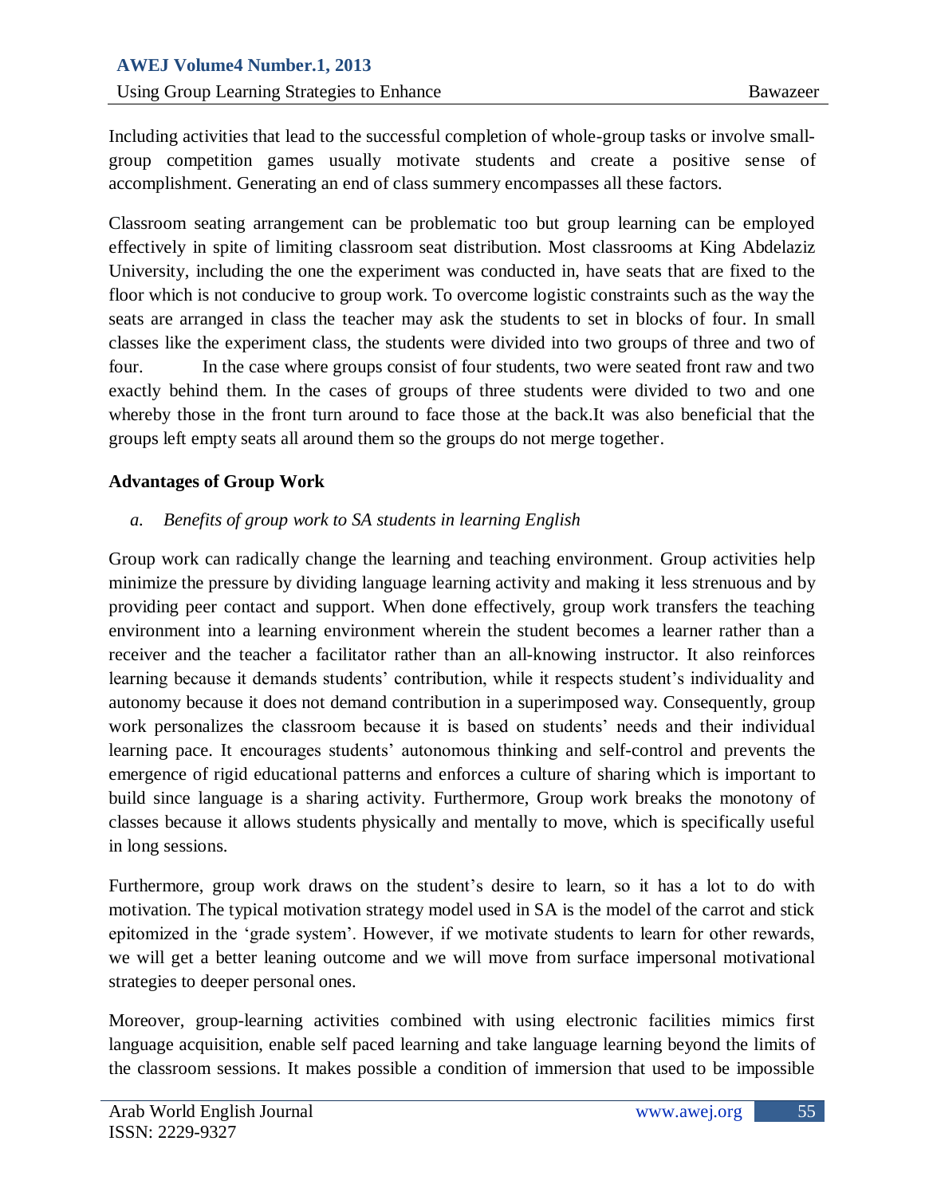Including activities that lead to the successful completion of whole-group tasks or involve small-group competition games usually motivate students and create a positive sense of accomplishment. Generating an end of class summery encompasses all these factors.

Classroom seating arrangement can be problematic too but group learning can be employed effectively in spite of limiting classroom seat distribution. Most classrooms at King Abdelaziz University, including the one the experiment was conducted in, have seats that are fixed to the floor which is not conducive to group work. To overcome logistic constraints such as the way the seats are arranged in class the teacher may ask the students to set in blocks of four. In small classes like the experiment class, the students were divided into two groups of three and two of four. In the case where groups consist of four students, two were seated front raw and two exactly behind them. In the cases of groups of three students were divided to two and one whereby those in the front turn around to face those at the back.It was also beneficial that the groups left empty seats all around them so the groups do not merge together.

**Advantages of Group Work**

*a. Benefits of group work to SA students in learning English*

Group work can radically change the learning and teaching environment. Group activities help minimize the pressure by dividing language learning activity and making it less strenuous and by providing peer contact and support. When done effectively, group work transfers the teaching environment into a learning environment wherein the student becomes a learner rather than a receiver and the teacher a facilitator rather than an all-knowing instructor. It also reinforces learning because it demands students' contribution, while it respects student's individuality and autonomy because it does not demand contribution in a superimposed way. Consequently, group work personalizes the classroom because it is based on students' needs and their individual learning pace. It encourages students' autonomous thinking and self-control and prevents the emergence of rigid educational patterns and enforces a culture of sharing which is important to build since language is a sharing activity. Furthermore, Group work breaks the monotony of classes because it allows students physically and mentally to move, which is specifically useful in long sessions.

Furthermore, group work draws on the student's desire to learn, so it has a lot to do with motivation. The typical motivation strategy model used in SA is the model of the carrot and stick epitomized in the 'grade system'. However, if we motivate students to learn for other rewards, we will get a better leaning outcome and we will move from surface impersonal motivational strategies to deeper personal ones.

Moreover, group-learning activities combined with using electronic facilities mimics first language acquisition, enable self paced learning and take language learning beyond the limits of the classroom sessions. It makes possible a condition of immersion that used to be impossible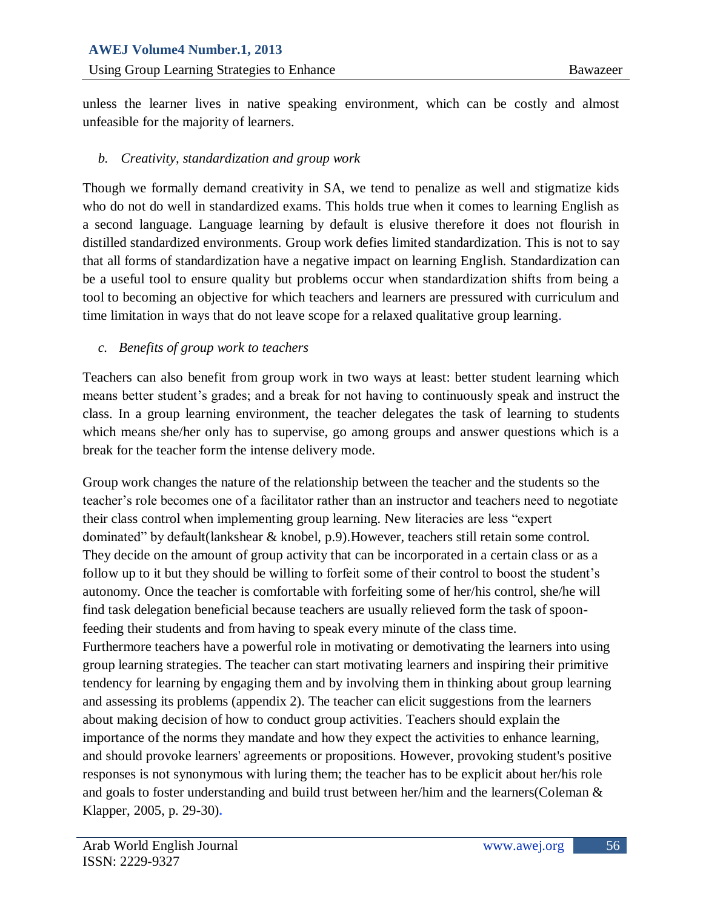unless the learner lives in native speaking environment, which can be costly and almost unfeasible for the majority of learners.

*b. Creativity, standardization and group work*

Though we formally demand creativity in SA, we tend to penalize as well and stigmatize kids who do not do well in standardized exams. This holds true when it comes to learning English as a second language. Language learning by default is elusive therefore it does not flourish in distilled standardized environments. Group work defies limited standardization. This is not to say that all forms of standardization have a negative impact on learning English. Standardization can be a useful tool to ensure quality but problems occur when standardization shifts from being a tool to becoming an objective for which teachers and learners are pressured with curriculum and time limitation in ways that do not leave scope for a relaxed qualitative group learning.

*c. Benefits of group work to teachers*

Teachers can also benefit from group work in two ways at least: better student learning which means better student's grades; and a break for not having to continuously speak and instruct the class. In a group learning environment, the teacher delegates the task of learning to students which means she/her only has to supervise, go among groups and answer questions which is a break for the teacher form the intense delivery mode.

Group work changes the nature of the relationship between the teacher and the students so the teacher's role becomes one of a facilitator rather than an instructor and teachers need to negotiate their class control when implementing group learning. New literacies are less "expert dominated" by default(lankshear & knobel, p.9).However, teachers still retain some control. They decide on the amount of group activity that can be incorporated in a certain class or as a follow up to it but they should be willing to forfeit some of their control to boost the student's autonomy. Once the teacher is comfortable with forfeiting some of her/his control, she/he will find task delegation beneficial because teachers are usually relieved form the task of spoon-feeding their students and from having to speak every minute of the class time.
Furthermore teachers have a powerful role in motivating or demotivating the learners into using group learning strategies. The teacher can start motivating learners and inspiring their primitive tendency for learning by engaging them and by involving them in thinking about group learning and assessing its problems (appendix 2). The teacher can elicit suggestions from the learners about making decision of how to conduct group activities. Teachers should explain the importance of the norms they mandate and how they expect the activities to enhance learning, and should provoke learners' agreements or propositions. However, provoking student's positive responses is not synonymous with luring them; the teacher has to be explicit about her/his role and goals to foster understanding and build trust between her/him and the learners(Coleman & Klapper, 2005, p. 29-30).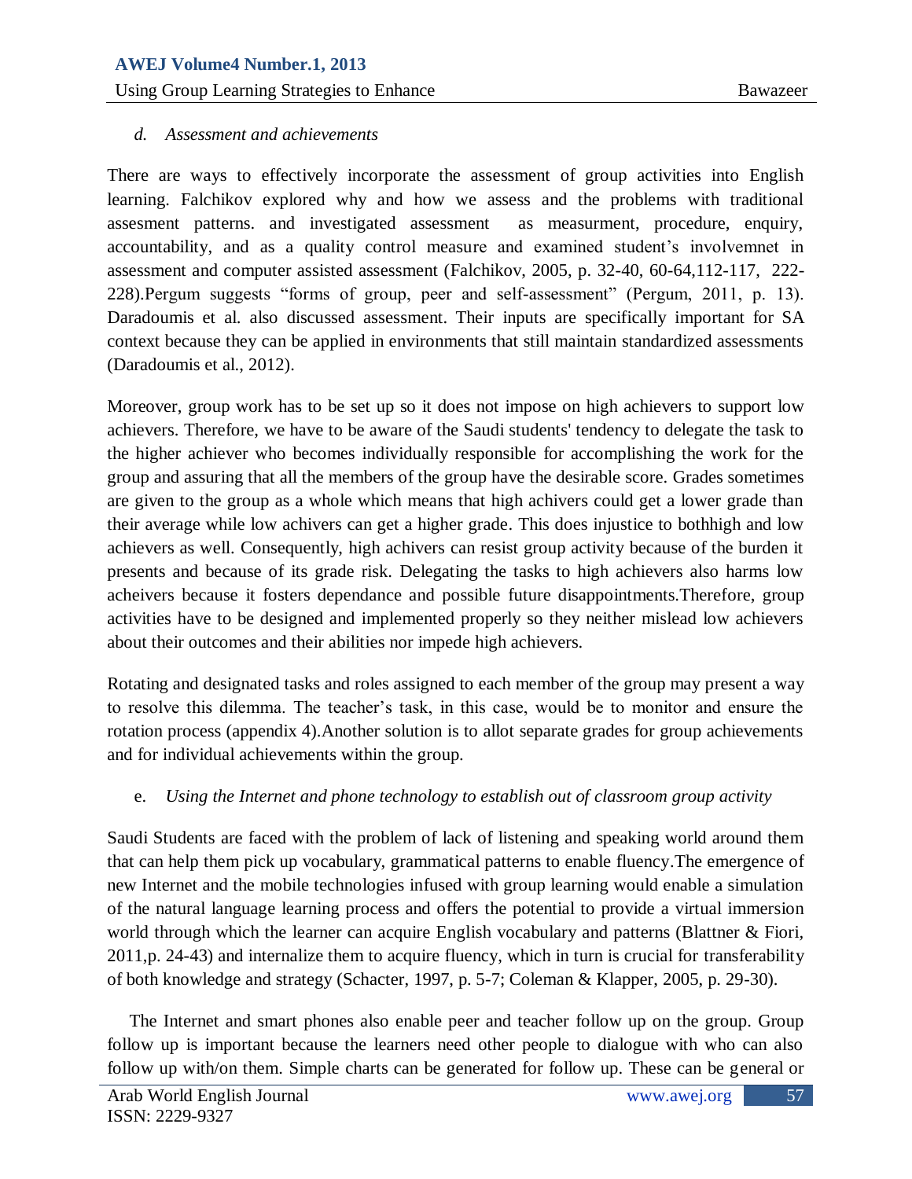*d. Assessment and achievements*

There are ways to effectively incorporate the assessment of group activities into English learning. Falchikov explored why and how we assess and the problems with traditional assesment patterns. and investigated assessment as measurment, procedure, enquiry, accountability, and as a quality control measure and examined student's involvemnet in assessment and computer assisted assessment (Falchikov, 2005, p. 32-40, 60-64,112-117, 222-228).Pergum suggests "forms of group, peer and self-assessment" (Pergum, 2011, p. 13). Daradoumis et al. also discussed assessment. Their inputs are specifically important for SA context because they can be applied in environments that still maintain standardized assessments (Daradoumis et al., 2012).

Moreover, group work has to be set up so it does not impose on high achievers to support low achievers. Therefore, we have to be aware of the Saudi students' tendency to delegate the task to the higher achiever who becomes individually responsible for accomplishing the work for the group and assuring that all the members of the group have the desirable score. Grades sometimes are given to the group as a whole which means that high achivers could get a lower grade than their average while low achivers can get a higher grade. This does injustice to bothhigh and low achievers as well. Consequently, high achivers can resist group activity because of the burden it presents and because of its grade risk. Delegating the tasks to high achievers also harms low acheivers because it fosters dependance and possible future disappointments.Therefore, group activities have to be designed and implemented properly so they neither mislead low achievers about their outcomes and their abilities nor impede high achievers.

Rotating and designated tasks and roles assigned to each member of the group may present a way to resolve this dilemma. The teacher's task, in this case, would be to monitor and ensure the rotation process (appendix 4).Another solution is to allot separate grades for group achievements and for individual achievements within the group.

e. *Using the Internet and phone technology to establish out of classroom group activity*

Saudi Students are faced with the problem of lack of listening and speaking world around them that can help them pick up vocabulary, grammatical patterns to enable fluency.The emergence of new Internet and the mobile technologies infused with group learning would enable a simulation of the natural language learning process and offers the potential to provide a virtual immersion world through which the learner can acquire English vocabulary and patterns (Blattner & Fiori, 2011,p. 24-43) and internalize them to acquire fluency, which in turn is crucial for transferability of both knowledge and strategy (Schacter, 1997, p. 5-7; Coleman & Klapper, 2005, p. 29-30).

The Internet and smart phones also enable peer and teacher follow up on the group. Group follow up is important because the learners need other people to dialogue with who can also follow up with/on them. Simple charts can be generated for follow up. These can be general or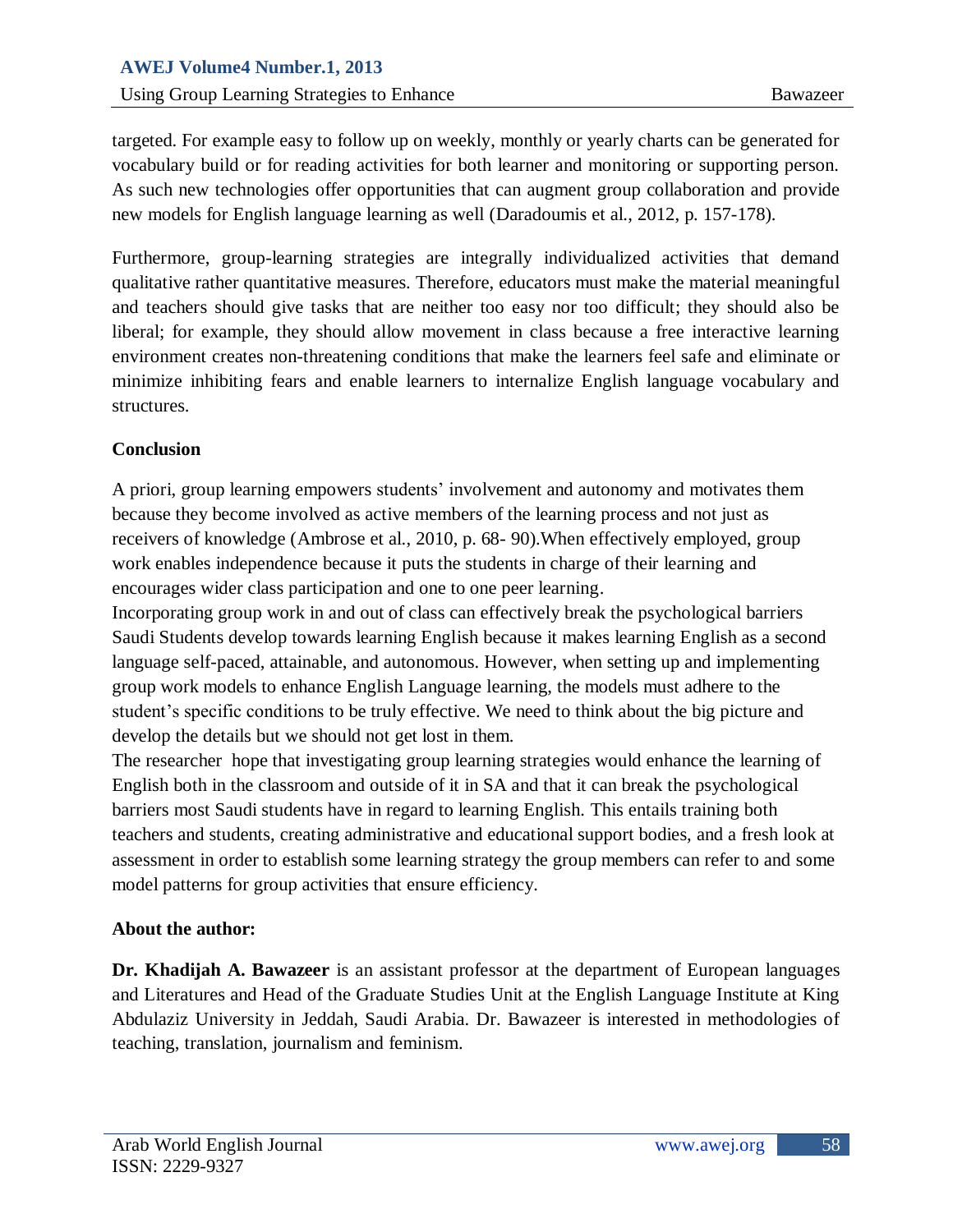targeted. For example easy to follow up on weekly, monthly or yearly charts can be generated for vocabulary build or for reading activities for both learner and monitoring or supporting person. As such new technologies offer opportunities that can augment group collaboration and provide new models for English language learning as well (Daradoumis et al., 2012, p. 157-178).

Furthermore, group-learning strategies are integrally individualized activities that demand qualitative rather quantitative measures. Therefore, educators must make the material meaningful and teachers should give tasks that are neither too easy nor too difficult; they should also be liberal; for example, they should allow movement in class because a free interactive learning environment creates non-threatening conditions that make the learners feel safe and eliminate or minimize inhibiting fears and enable learners to internalize English language vocabulary and structures.

## Conclusion

A priori, group learning empowers students' involvement and autonomy and motivates them because they become involved as active members of the learning process and not just as receivers of knowledge (Ambrose et al., 2010, p. 68- 90).When effectively employed, group work enables independence because it puts the students in charge of their learning and encourages wider class participation and one to one peer learning.

Incorporating group work in and out of class can effectively break the psychological barriers Saudi Students develop towards learning English because it makes learning English as a second language self-paced, attainable, and autonomous. However, when setting up and implementing group work models to enhance English Language learning, the models must adhere to the student's specific conditions to be truly effective. We need to think about the big picture and develop the details but we should not get lost in them.

The researcher hope that investigating group learning strategies would enhance the learning of English both in the classroom and outside of it in SA and that it can break the psychological barriers most Saudi students have in regard to learning English. This entails training both teachers and students, creating administrative and educational support bodies, and a fresh look at assessment in order to establish some learning strategy the group members can refer to and some model patterns for group activities that ensure efficiency.

## About the author:

**Dr. Khadijah A. Bawazeer** is an assistant professor at the department of European languages and Literatures and Head of the Graduate Studies Unit at the English Language Institute at King Abdulaziz University in Jeddah, Saudi Arabia. Dr. Bawazeer is interested in methodologies of teaching, translation, journalism and feminism.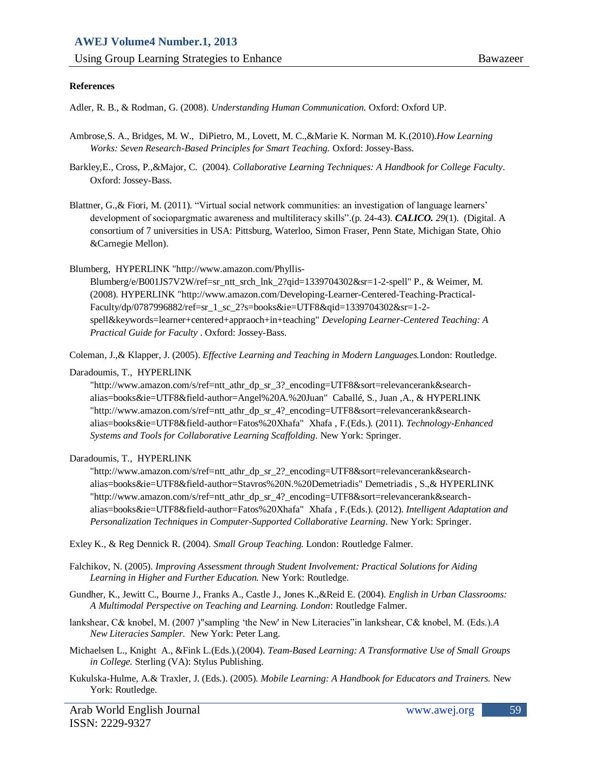**References**

Adler, R. B., & Rodman, G. (2008). *Understanding Human Communication.* Oxford: Oxford UP.

Ambrose,S. A., Bridges, M. W., DiPietro, M., Lovett, M. C.,&Marie K. Norman M. K.(2010).*How Learning Works: Seven Research-Based Principles for Smart Teaching.* Oxford: Jossey-Bass.

Barkley,E., Cross, P.,&Major, C. (2004). *Collaborative Learning Techniques: A Handbook for College Faculty*. Oxford: Jossey-Bass.

Blattner, G.,& Fiori, M. (2011). "Virtual social network communities: an investigation of language learners' development of sociopargmatic awareness and multiliteracy skills".(p. 24-43). ***CALICO.*** *29*(1). (Digital. A consortium of 7 universities in USA: Pittsburg, Waterloo, Simon Fraser, Penn State, Michigan State, Ohio &Carnegie Mellon).

Blumberg, HYPERLINK "http://www.amazon.com/Phyllis-Blumberg/e/B001JS7V2W/ref=sr_ntt_srch_lnk_2?qid=1339704302&sr=1-2-spell" P., & Weimer, M. (2008). HYPERLINK "http://www.amazon.com/Developing-Learner-Centered-Teaching-Practical-Faculty/dp/0787996882/ref=sr_1_sc_2?s=books&ie=UTF8&qid=1339704302&sr=1-2-spell&keywords=learner+centered+appraoch+in+teaching" *Developing Learner-Centered Teaching: A Practical Guide for Faculty* . Oxford: Jossey-Bass.

Coleman, J.,& Klapper, J. (2005). *Effective Learning and Teaching in Modern Languages.*London: Routledge.

Daradoumis, T., HYPERLINK "http://www.amazon.com/s/ref=ntt_athr_dp_sr_3?_encoding=UTF8&sort=relevancerank&search-alias=books&ie=UTF8&field-author=Angel%20A.%20Juan" Caballé, S., Juan ,A., & HYPERLINK "http://www.amazon.com/s/ref=ntt_athr_dp_sr_4?_encoding=UTF8&sort=relevancerank&search-alias=books&ie=UTF8&field-author=Fatos%20Xhafa" Xhafa , F.(Eds.). (2011). *Technology-Enhanced Systems and Tools for Collaborative Learning Scaffolding*. New York: Springer.

Daradoumis, T., HYPERLINK "http://www.amazon.com/s/ref=ntt_athr_dp_sr_2?_encoding=UTF8&sort=relevancerank&search-alias=books&ie=UTF8&field-author=Stavros%20N.%20Demetriadis" Demetriadis , S.,& HYPERLINK "http://www.amazon.com/s/ref=ntt_athr_dp_sr_4?_encoding=UTF8&sort=relevancerank&search-alias=books&ie=UTF8&field-author=Fatos%20Xhafa" Xhafa , F.(Eds.). (2012). *Intelligent Adaptation and Personalization Techniques in Computer-Supported Collaborative Learning*. New York: Springer.

Exley K., & Reg Dennick R. (2004). *Small Group Teaching.* London: Routledge Falmer.

Falchikov, N. (2005). *Improving Assessment through Student Involvement: Practical Solutions for Aiding Learning in Higher and Further Education.* New York: Routledge.

Gundher, K., Jewitt C., Bourne J., Franks A., Castle J., Jones K.,&Reid E. (2004). *English in Urban Classrooms: A Multimodal Perspective on Teaching and Learning. London*: Routledge Falmer.

lankshear, C& knobel, M. (2007 )"sampling 'the New' in New Literacies"in lankshear, C& knobel, M. (Eds.).*A New Literacies Sampler.* New York: Peter Lang.

Michaelsen L., Knight A., &Fink L.(Eds.).(2004). *Team-Based Learning: A Transformative Use of Small Groups in College.* Sterling (VA): Stylus Publishing.

Kukulska-Hulme, A.& Traxler, J. (Eds.). (2005). *Mobile Learning: A Handbook for Educators and Trainers.* New York: Routledge.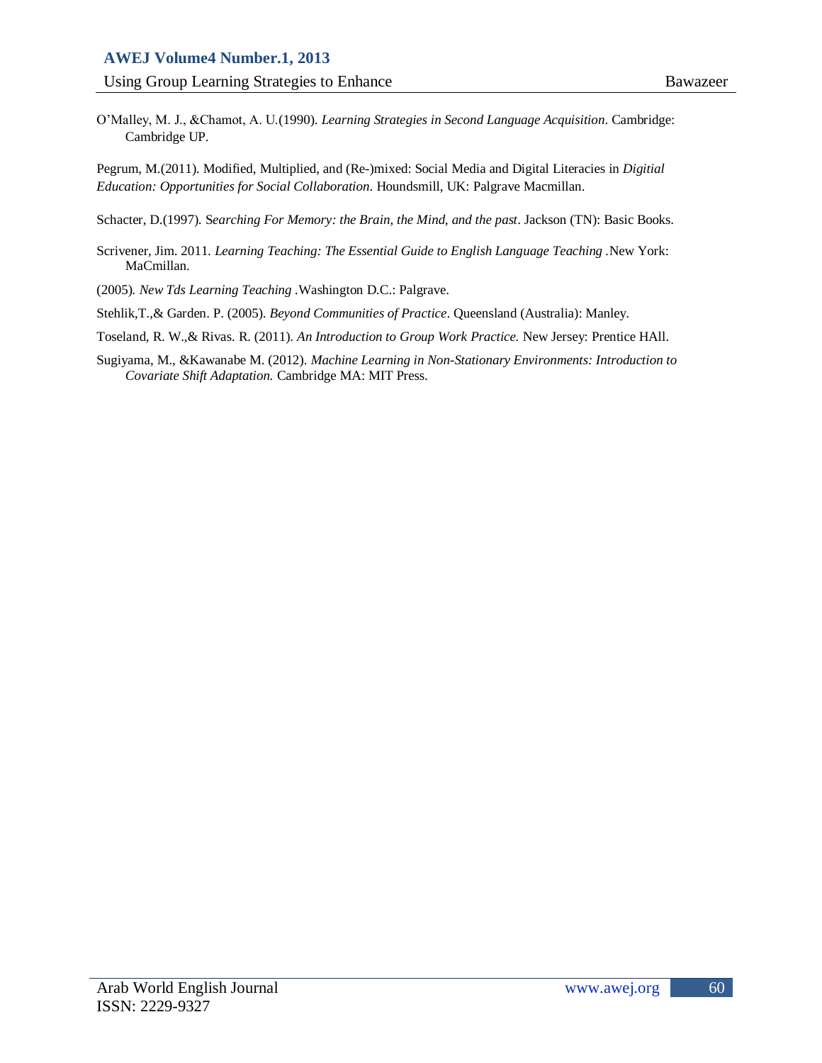O'Malley, M. J., &Chamot, A. U.(1990). *Learning Strategies in Second Language Acquisition*. Cambridge: Cambridge UP.

Pegrum, M.(2011). Modified, Multiplied, and (Re-)mixed: Social Media and Digital Literacies in *Digitial Education: Opportunities for Social Collaboration*. Houndsmill, UK: Palgrave Macmillan.

Schacter, D.(1997). S*earching For Memory: the Brain, the Mind, and the past*. Jackson (TN): Basic Books.

Scrivener, Jim. 2011. *Learning Teaching: The Essential Guide to English Language Teaching* .New York: MaCmillan.

(2005). *New Tds Learning Teaching* .Washington D.C.: Palgrave.

Stehlik,T.,& Garden. P. (2005). *Beyond Communities of Practice*. Queensland (Australia): Manley.

Toseland, R. W.,& Rivas. R. (2011). *An Introduction to Group Work Practice.* New Jersey: Prentice HAll.

Sugiyama, M., &Kawanabe M. (2012). *Machine Learning in Non-Stationary Environments: Introduction to Covariate Shift Adaptation.* Cambridge MA: MIT Press.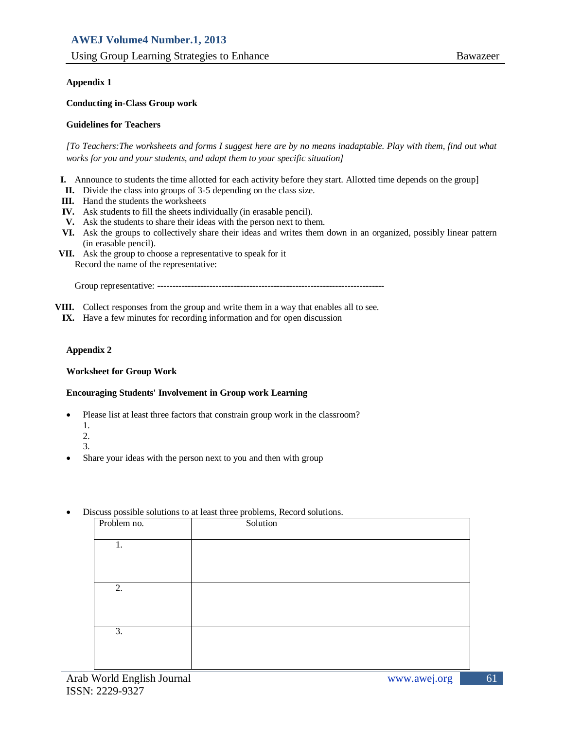**Appendix 1**

**Conducting in-Class Group work**

**Guidelines for Teachers**

*[To Teachers:The worksheets and forms I suggest here are by no means inadaptable. Play with them, find out what works for you and your students, and adapt them to your specific situation]*

- **I.** Announce to students the time allotted for each activity before they start. Allotted time depends on the group]
- **II.** Divide the class into groups of 3-5 depending on the class size.
- **III.** Hand the students the worksheets
- **IV.** Ask students to fill the sheets individually (in erasable pencil).
- **V.** Ask the students to share their ideas with the person next to them.
- **VI.** Ask the groups to collectively share their ideas and writes them down in an organized, possibly linear pattern (in erasable pencil).
- **VII.** Ask the group to choose a representative to speak for it
  Record the name of the representative:

  Group representative: --------------------------------------------------------------------------

- **VIII.** Collect responses from the group and write them in a way that enables all to see.
- **IX.** Have a few minutes for recording information and for open discussion

**Appendix 2**

**Worksheet for Group Work**

**Encouraging Students' Involvement in Group work Learning**

- Please list at least three factors that constrain group work in the classroom?
  1.
  2.
  3.
- Share your ideas with the person next to you and then with group

- Discuss possible solutions to at least three problems, Record solutions.

| Problem no. | Solution |
|---|---|
| 1. | |
| 2. | |
| 3. | |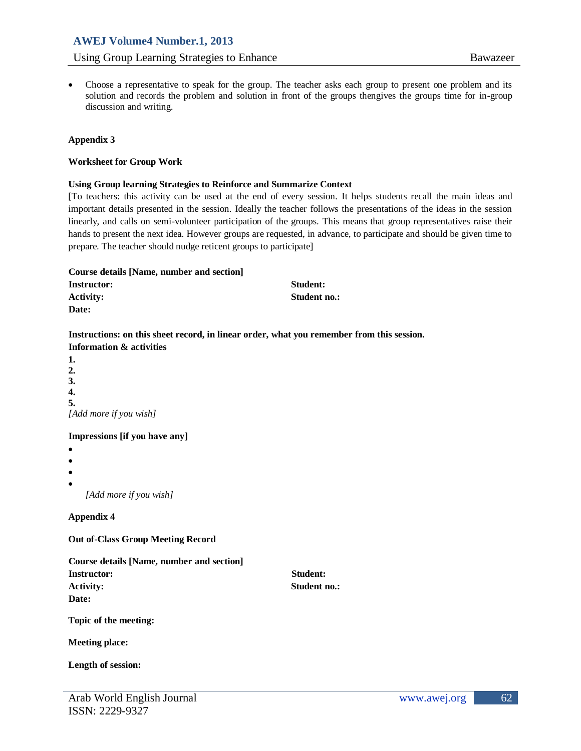- Choose a representative to speak for the group. The teacher asks each group to present one problem and its solution and records the problem and solution in front of the groups thengives the groups time for in-group discussion and writing.

**Appendix 3**

**Worksheet for Group Work**

**Using Group learning Strategies to Reinforce and Summarize Context**

[To teachers: this activity can be used at the end of every session. It helps students recall the main ideas and important details presented in the session. Ideally the teacher follows the presentations of the ideas in the session linearly, and calls on semi-volunteer participation of the groups. This means that group representatives raise their hands to present the next idea. However groups are requested, in advance, to participate and should be given time to prepare. The teacher should nudge reticent groups to participate]

**Course details [Name, number and section]**

**Instructor:** **Student:**

**Activity:** **Student no.:**

**Date:**

**Instructions: on this sheet record, in linear order, what you remember from this session.**

**Information & activities**

**1.**

**2.**

**3.**

**4.**

**5.**

*[Add more if you wish]*

**Impressions [if you have any]**

- 
- 
- 
- 

*[Add more if you wish]*

**Appendix 4**

**Out of-Class Group Meeting Record**

**Course details [Name, number and section]**

**Instructor:** **Student:**

**Activity:** **Student no.:**

**Date:**

**Topic of the meeting:**

**Meeting place:**

**Length of session:**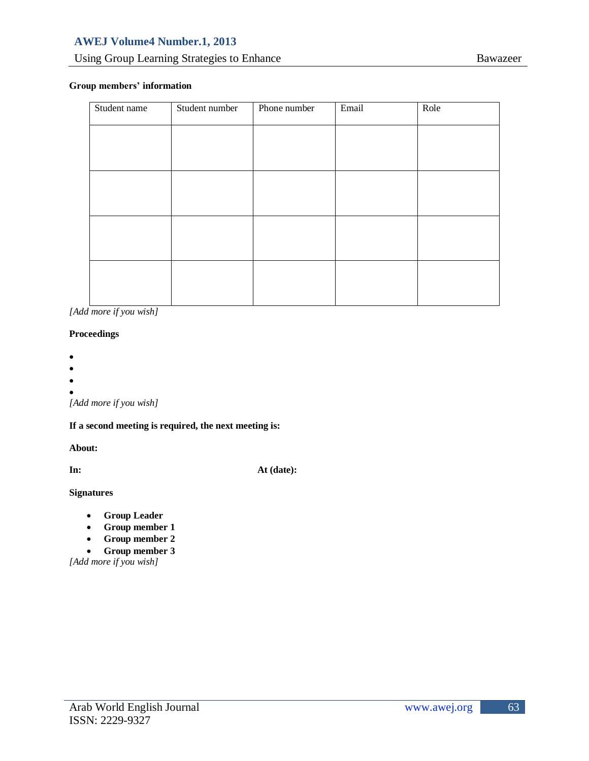**Group members' information**

| Student name | Student number | Phone number | Email | Role |
|---|---|---|---|---|
| | | | | |
| | | | | |
| | | | | |
| | | | | |

*[Add more if you wish]*

**Proceedings**

- 
- 
- 
- 

*[Add more if you wish]*

**If a second meeting is required, the next meeting is:**

**About:**

**In:** **At (date):**

**Signatures**

- **Group Leader**
- **Group member 1**
- **Group member 2**
- **Group member 3**

*[Add more if you wish]*